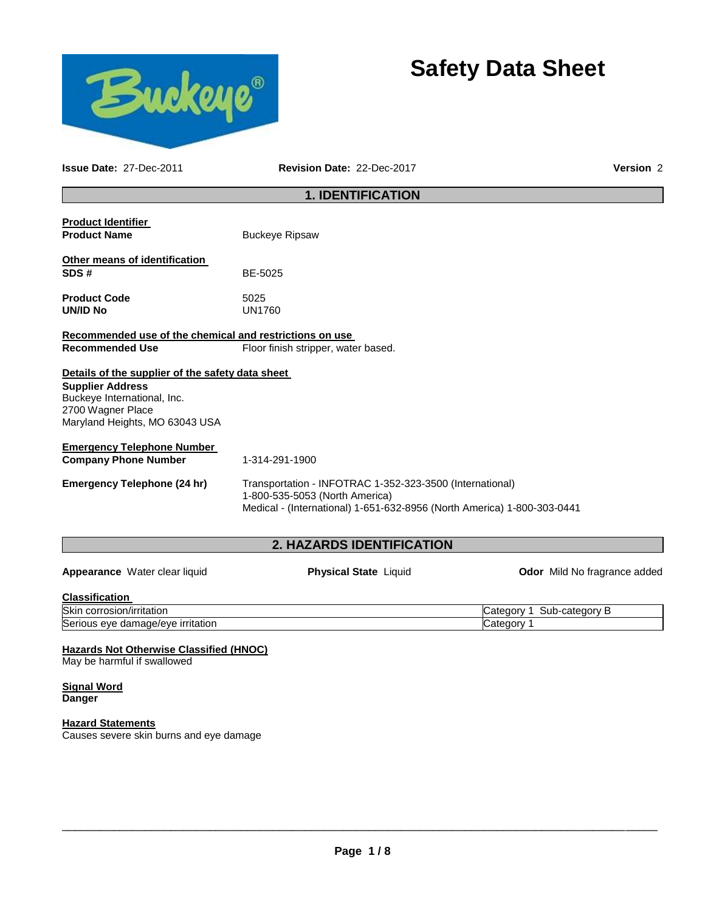# Safety Data Sheet

**Issue Date:** 27-Dec-2011 **Revision Date:** 22-Dec-2017 **Version** 2

## 1. IDENTIFICATION

**Product Identifier**

**Product Name** Buckeye Ripsaw

**Other means of identification**

**SDS #** BE-5025

**Product Code** 5025

**UN/ID No** UN1760

**Recommended use of the chemical and restrictions on use**

**Recommended Use** Floor finish stripper, water based.

**Details of the supplier of the safety data sheet**

**Supplier Address**
Buckeye International, Inc.
2700 Wagner Place
Maryland Heights, MO 63043 USA

**Emergency Telephone Number**

**Company Phone Number** 1-314-291-1900

**Emergency Telephone (24 hr)** Transportation - INFOTRAC 1-352-323-3500 (International)
1-800-535-5053 (North America)
Medical - (International) 1-651-632-8956 (North America) 1-800-303-0441

## 2. HAZARDS IDENTIFICATION

**Appearance** Water clear liquid **Physical State** Liquid **Odor** Mild No fragrance added

**Classification**

| | |
|---|---|
| Skin corrosion/irritation | Category 1 Sub-category B |
| Serious eye damage/eye irritation | Category 1 |

**Hazards Not Otherwise Classified (HNOC)**
May be harmful if swallowed

**Signal Word**
**Danger**

**Hazard Statements**
Causes severe skin burns and eye damage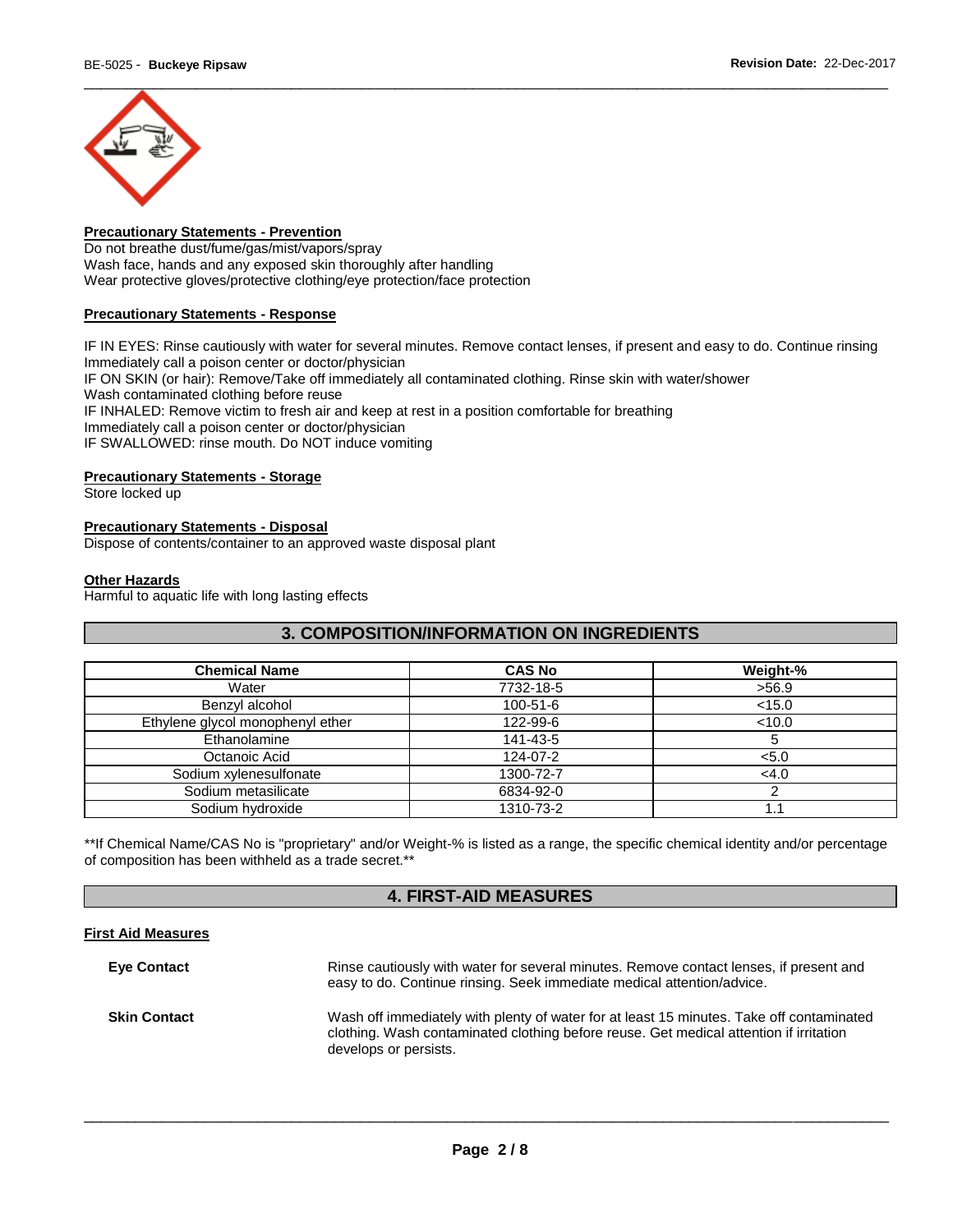**Precautionary Statements - Prevention**

Do not breathe dust/fume/gas/mist/vapors/spray
Wash face, hands and any exposed skin thoroughly after handling
Wear protective gloves/protective clothing/eye protection/face protection

**Precautionary Statements - Response**

IF IN EYES: Rinse cautiously with water for several minutes. Remove contact lenses, if present and easy to do. Continue rinsing
Immediately call a poison center or doctor/physician
IF ON SKIN (or hair): Remove/Take off immediately all contaminated clothing. Rinse skin with water/shower
Wash contaminated clothing before reuse
IF INHALED: Remove victim to fresh air and keep at rest in a position comfortable for breathing
Immediately call a poison center or doctor/physician
IF SWALLOWED: rinse mouth. Do NOT induce vomiting

**Precautionary Statements - Storage**

Store locked up

**Precautionary Statements - Disposal**

Dispose of contents/container to an approved waste disposal plant

**Other Hazards**

Harmful to aquatic life with long lasting effects

## 3. COMPOSITION/INFORMATION ON INGREDIENTS

| Chemical Name | CAS No | Weight-% |
|---|---|---|
| Water | 7732-18-5 | >56.9 |
| Benzyl alcohol | 100-51-6 | <15.0 |
| Ethylene glycol monophenyl ether | 122-99-6 | <10.0 |
| Ethanolamine | 141-43-5 | 5 |
| Octanoic Acid | 124-07-2 | <5.0 |
| Sodium xylenesulfonate | 1300-72-7 | <4.0 |
| Sodium metasilicate | 6834-92-0 | 2 |
| Sodium hydroxide | 1310-73-2 | 1.1 |

**If Chemical Name/CAS No is "proprietary" and/or Weight-% is listed as a range, the specific chemical identity and/or percentage of composition has been withheld as a trade secret.**

## 4. FIRST-AID MEASURES

**First Aid Measures**

**Eye Contact** Rinse cautiously with water for several minutes. Remove contact lenses, if present and easy to do. Continue rinsing. Seek immediate medical attention/advice.

**Skin Contact** Wash off immediately with plenty of water for at least 15 minutes. Take off contaminated clothing. Wash contaminated clothing before reuse. Get medical attention if irritation develops or persists.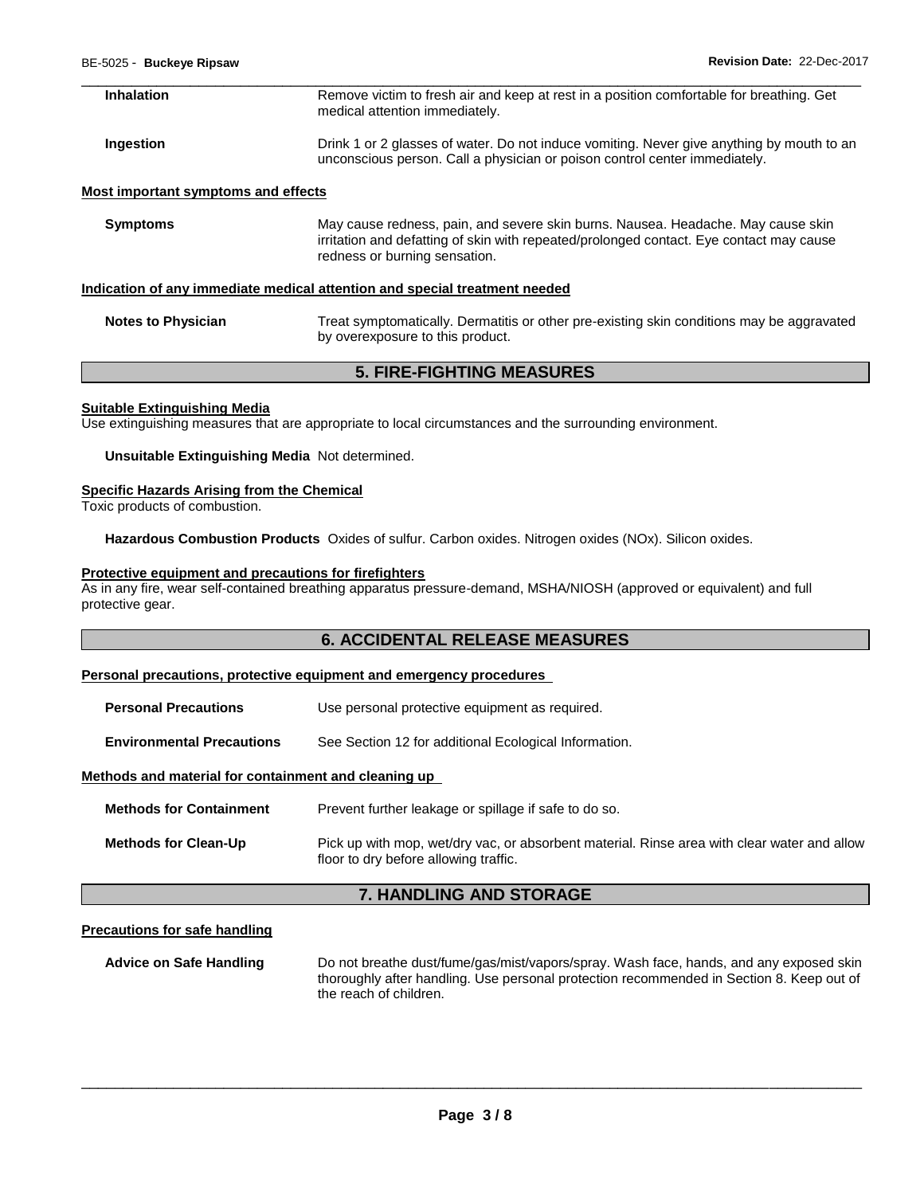**Inhalation** Remove victim to fresh air and keep at rest in a position comfortable for breathing. Get medical attention immediately.

**Ingestion** Drink 1 or 2 glasses of water. Do not induce vomiting. Never give anything by mouth to an unconscious person. Call a physician or poison control center immediately.

**Most important symptoms and effects**

**Symptoms** May cause redness, pain, and severe skin burns. Nausea. Headache. May cause skin irritation and defatting of skin with repeated/prolonged contact. Eye contact may cause redness or burning sensation.

**Indication of any immediate medical attention and special treatment needed**

**Notes to Physician** Treat symptomatically. Dermatitis or other pre-existing skin conditions may be aggravated by overexposure to this product.

## 5. FIRE-FIGHTING MEASURES

**Suitable Extinguishing Media**

Use extinguishing measures that are appropriate to local circumstances and the surrounding environment.

**Unsuitable Extinguishing Media** Not determined.

**Specific Hazards Arising from the Chemical**

Toxic products of combustion.

**Hazardous Combustion Products** Oxides of sulfur. Carbon oxides. Nitrogen oxides (NOx). Silicon oxides.

**Protective equipment and precautions for firefighters**

As in any fire, wear self-contained breathing apparatus pressure-demand, MSHA/NIOSH (approved or equivalent) and full protective gear.

## 6. ACCIDENTAL RELEASE MEASURES

**Personal precautions, protective equipment and emergency procedures**

**Personal Precautions** Use personal protective equipment as required.

**Environmental Precautions** See Section 12 for additional Ecological Information.

**Methods and material for containment and cleaning up**

**Methods for Containment** Prevent further leakage or spillage if safe to do so.

**Methods for Clean-Up** Pick up with mop, wet/dry vac, or absorbent material. Rinse area with clear water and allow floor to dry before allowing traffic.

## 7. HANDLING AND STORAGE

**Precautions for safe handling**

**Advice on Safe Handling** Do not breathe dust/fume/gas/mist/vapors/spray. Wash face, hands, and any exposed skin thoroughly after handling. Use personal protection recommended in Section 8. Keep out of the reach of children.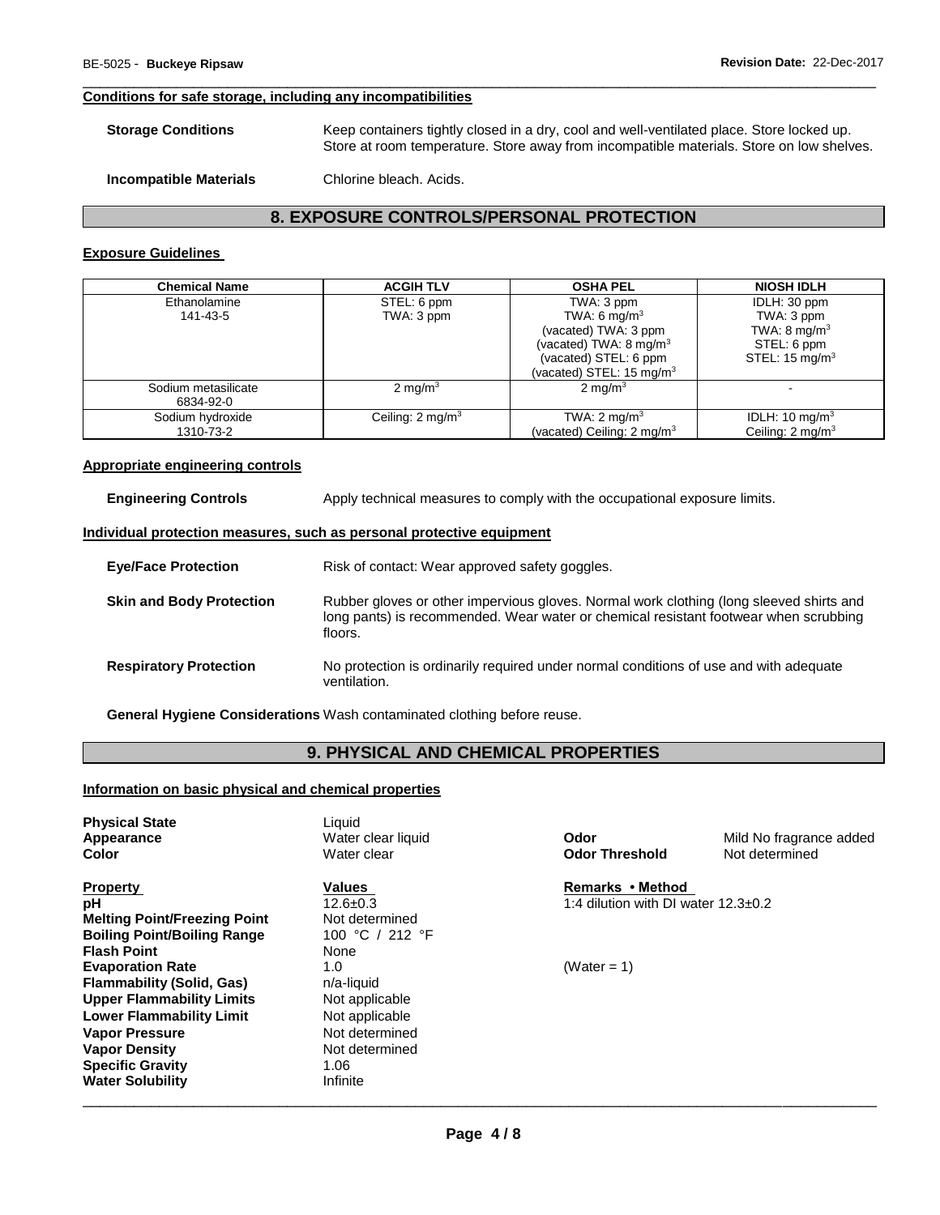#### Conditions for safe storage, including any incompatibilities

**Storage Conditions** Keep containers tightly closed in a dry, cool and well-ventilated place. Store locked up. Store at room temperature. Store away from incompatible materials. Store on low shelves.

**Incompatible Materials** Chlorine bleach. Acids.

## 8. EXPOSURE CONTROLS/PERSONAL PROTECTION

#### Exposure Guidelines

| Chemical Name | ACGIH TLV | OSHA PEL | NIOSH IDLH |
|---|---|---|---|
| Ethanolamine<br>141-43-5 | STEL: 6 ppm<br>TWA: 3 ppm | TWA: 3 ppm<br>TWA: 6 mg/m$^3$<br>(vacated) TWA: 3 ppm<br>(vacated) TWA: 8 mg/m$^3$<br>(vacated) STEL: 6 ppm<br>(vacated) STEL: 15 mg/m$^3$ | IDLH: 30 ppm<br>TWA: 3 ppm<br>TWA: 8 mg/m$^3$<br>STEL: 6 ppm<br>STEL: 15 mg/m$^3$ |
| Sodium metasilicate<br>6834-92-0 | 2 mg/m$^3$ | 2 mg/m$^3$ | - |
| Sodium hydroxide<br>1310-73-2 | Ceiling: 2 mg/m$^3$ | TWA: 2 mg/m$^3$<br>(vacated) Ceiling: 2 mg/m$^3$ | IDLH: 10 mg/m$^3$<br>Ceiling: 2 mg/m$^3$ |

#### Appropriate engineering controls

**Engineering Controls** Apply technical measures to comply with the occupational exposure limits.

#### Individual protection measures, such as personal protective equipment

**Eye/Face Protection** Risk of contact: Wear approved safety goggles.

**Skin and Body Protection** Rubber gloves or other impervious gloves. Normal work clothing (long sleeved shirts and long pants) is recommended. Wear water or chemical resistant footwear when scrubbing floors.

**Respiratory Protection** No protection is ordinarily required under normal conditions of use and with adequate ventilation.

**General Hygiene Considerations** Wash contaminated clothing before reuse.

## 9. PHYSICAL AND CHEMICAL PROPERTIES

#### Information on basic physical and chemical properties

**Physical State** Liquid

**Appearance** Water clear liquid

**Color** Water clear

**Odor** Mild No fragrance added

**Odor Threshold** Not determined

| Property | Values | Remarks • Method |
|---|---|---|
| **pH** | 12.6±0.3 | 1:4 dilution with DI water 12.3±0.2 |
| **Melting Point/Freezing Point** | Not determined | |
| **Boiling Point/Boiling Range** | 100 °C / 212 °F | |
| **Flash Point** | None | |
| **Evaporation Rate** | 1.0 | (Water = 1) |
| **Flammability (Solid, Gas)** | n/a-liquid | |
| **Upper Flammability Limits** | Not applicable | |
| **Lower Flammability Limit** | Not applicable | |
| **Vapor Pressure** | Not determined | |
| **Vapor Density** | Not determined | |
| **Specific Gravity** | 1.06 | |
| **Water Solubility** | Infinite | |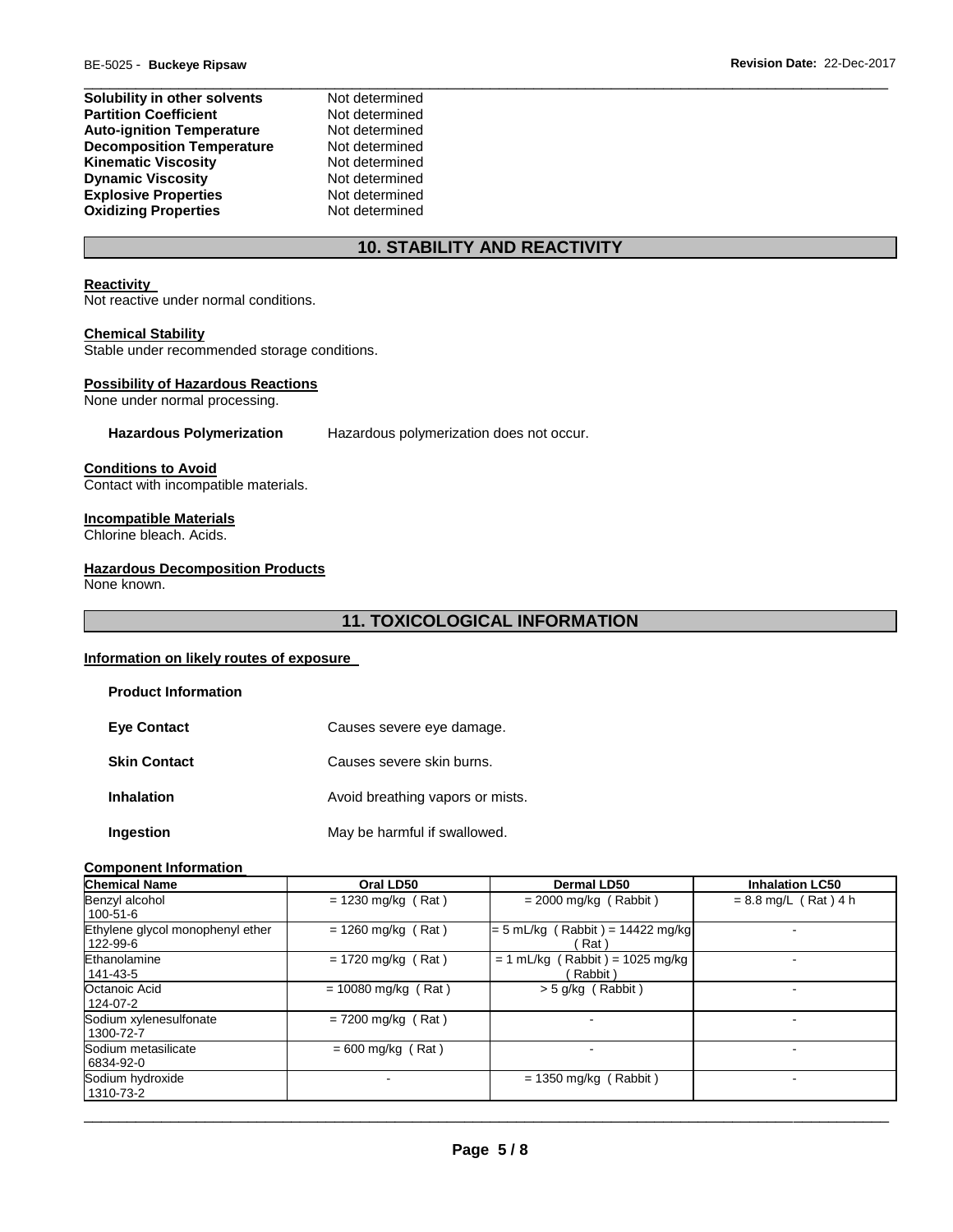| | |
|---|---|
| **Solubility in other solvents** | Not determined |
| **Partition Coefficient** | Not determined |
| **Auto-ignition Temperature** | Not determined |
| **Decomposition Temperature** | Not determined |
| **Kinematic Viscosity** | Not determined |
| **Dynamic Viscosity** | Not determined |
| **Explosive Properties** | Not determined |
| **Oxidizing Properties** | Not determined |

## 10. STABILITY AND REACTIVITY

**Reactivity**
Not reactive under normal conditions.

**Chemical Stability**
Stable under recommended storage conditions.

**Possibility of Hazardous Reactions**
None under normal processing.

**Hazardous Polymerization** Hazardous polymerization does not occur.

**Conditions to Avoid**
Contact with incompatible materials.

**Incompatible Materials**
Chlorine bleach. Acids.

**Hazardous Decomposition Products**
None known.

## 11. TOXICOLOGICAL INFORMATION

**Information on likely routes of exposure**

**Product Information**

**Eye Contact** Causes severe eye damage.

**Skin Contact** Causes severe skin burns.

**Inhalation** Avoid breathing vapors or mists.

**Ingestion** May be harmful if swallowed.

**Component Information**

| Chemical Name | Oral LD50 | Dermal LD50 | Inhalation LC50 |
|---|---|---|---|
| Benzyl alcohol 100-51-6 | = 1230 mg/kg ( Rat ) | = 2000 mg/kg ( Rabbit ) | = 8.8 mg/L ( Rat ) 4 h |
| Ethylene glycol monophenyl ether 122-99-6 | = 1260 mg/kg ( Rat ) | = 5 mL/kg ( Rabbit ) = 14422 mg/kg ( Rat ) | - |
| Ethanolamine 141-43-5 | = 1720 mg/kg ( Rat ) | = 1 mL/kg ( Rabbit ) = 1025 mg/kg ( Rabbit ) | - |
| Octanoic Acid 124-07-2 | = 10080 mg/kg ( Rat ) | > 5 g/kg ( Rabbit ) | - |
| Sodium xylenesulfonate 1300-72-7 | = 7200 mg/kg ( Rat ) | - | - |
| Sodium metasilicate 6834-92-0 | = 600 mg/kg ( Rat ) | - | - |
| Sodium hydroxide 1310-73-2 | - | = 1350 mg/kg ( Rabbit ) | - |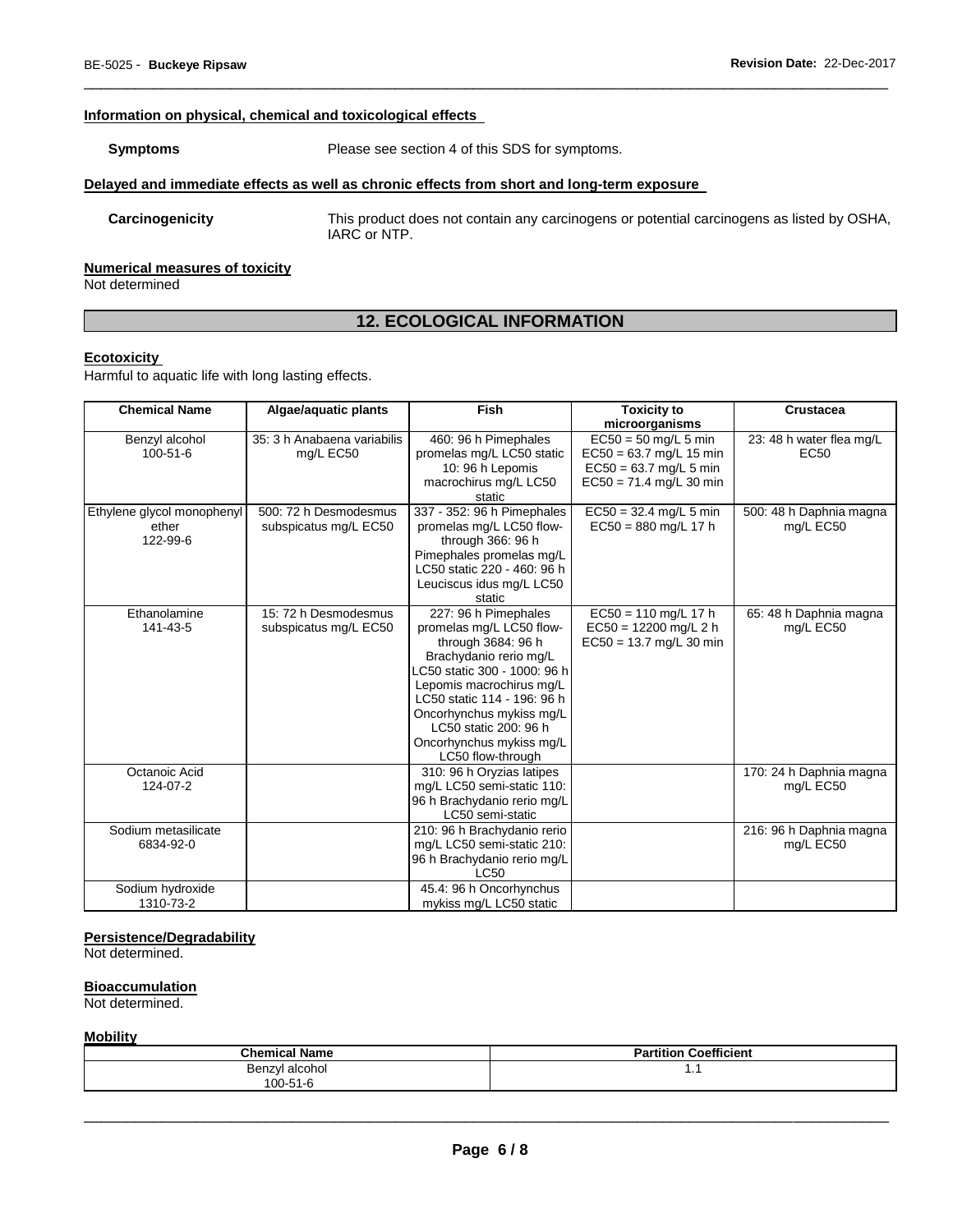### Information on physical, chemical and toxicological effects

**Symptoms** Please see section 4 of this SDS for symptoms.

### Delayed and immediate effects as well as chronic effects from short and long-term exposure

**Carcinogenicity** This product does not contain any carcinogens or potential carcinogens as listed by OSHA, IARC or NTP.

### Numerical measures of toxicity

Not determined

## 12. ECOLOGICAL INFORMATION

### Ecotoxicity

Harmful to aquatic life with long lasting effects.

| Chemical Name | Algae/aquatic plants | Fish | Toxicity to microorganisms | Crustacea |
|---|---|---|---|---|
| Benzyl alcohol 100-51-6 | 35: 3 h Anabaena variabilis mg/L EC50 | 460: 96 h Pimephales promelas mg/L LC50 static 10: 96 h Lepomis macrochirus mg/L LC50 static | EC50 = 50 mg/L 5 min EC50 = 63.7 mg/L 15 min EC50 = 63.7 mg/L 5 min EC50 = 71.4 mg/L 30 min | 23: 48 h water flea mg/L EC50 |
| Ethylene glycol monophenyl ether 122-99-6 | 500: 72 h Desmodesmus subspicatus mg/L EC50 | 337 - 352: 96 h Pimephales promelas mg/L LC50 flow-through 366: 96 h Pimephales promelas mg/L LC50 static 220 - 460: 96 h Leuciscus idus mg/L LC50 static | EC50 = 32.4 mg/L 5 min EC50 = 880 mg/L 17 h | 500: 48 h Daphnia magna mg/L EC50 |
| Ethanolamine 141-43-5 | 15: 72 h Desmodesmus subspicatus mg/L EC50 | 227: 96 h Pimephales promelas mg/L LC50 flow-through 3684: 96 h Brachydanio rerio mg/L LC50 static 300 - 1000: 96 h Lepomis macrochirus mg/L LC50 static 114 - 196: 96 h Oncorhynchus mykiss mg/L LC50 static 200: 96 h Oncorhynchus mykiss mg/L LC50 flow-through | EC50 = 110 mg/L 17 h EC50 = 12200 mg/L 2 h EC50 = 13.7 mg/L 30 min | 65: 48 h Daphnia magna mg/L EC50 |
| Octanoic Acid 124-07-2 | | 310: 96 h Oryzias latipes mg/L LC50 semi-static 110: 96 h Brachydanio rerio mg/L LC50 semi-static | | 170: 24 h Daphnia magna mg/L EC50 |
| Sodium metasilicate 6834-92-0 | | 210: 96 h Brachydanio rerio mg/L LC50 semi-static 210: 96 h Brachydanio rerio mg/L LC50 | | 216: 96 h Daphnia magna mg/L EC50 |
| Sodium hydroxide 1310-73-2 | | 45.4: 96 h Oncorhynchus mykiss mg/L LC50 static | | |

### Persistence/Degradability

Not determined.

### Bioaccumulation

Not determined.

### Mobility

| Chemical Name | Partition Coefficient |
|---|---|
| Benzyl alcohol 100-51-6 | 1.1 |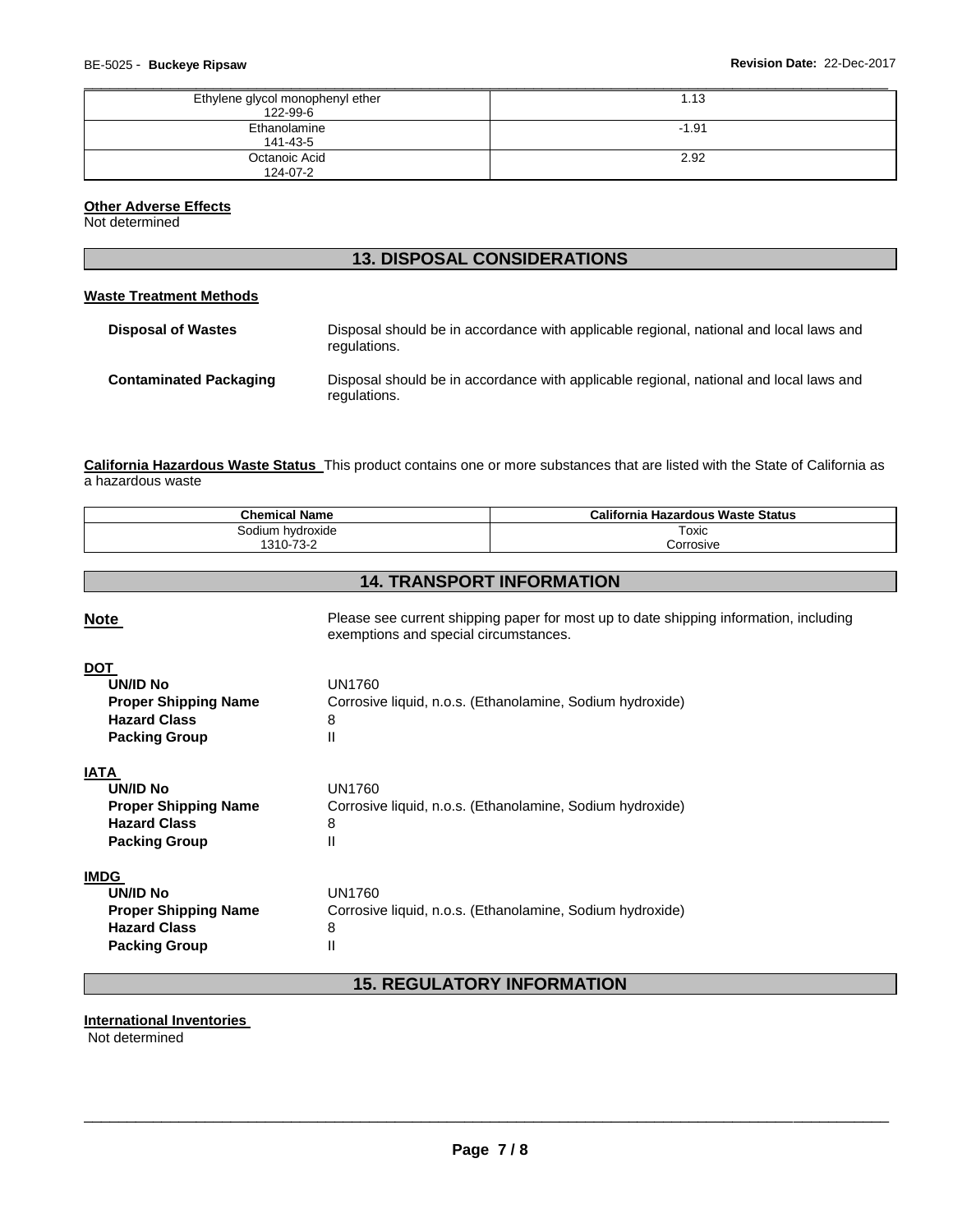| | |
|---|---|
| Ethylene glycol monophenyl ether 122-99-6 | 1.13 |
| Ethanolamine 141-43-5 | -1.91 |
| Octanoic Acid 124-07-2 | 2.92 |

**Other Adverse Effects**
Not determined

## 13. DISPOSAL CONSIDERATIONS

**Waste Treatment Methods**

**Disposal of Wastes** Disposal should be in accordance with applicable regional, national and local laws and regulations.

**Contaminated Packaging** Disposal should be in accordance with applicable regional, national and local laws and regulations.

**California Hazardous Waste Status** This product contains one or more substances that are listed with the State of California as a hazardous waste

| Chemical Name | California Hazardous Waste Status |
|---|---|
| Sodium hydroxide 1310-73-2 | Toxic Corrosive |

## 14. TRANSPORT INFORMATION

**Note** Please see current shipping paper for most up to date shipping information, including exemptions and special circumstances.

**DOT**
- **UN/ID No** UN1760
- **Proper Shipping Name** Corrosive liquid, n.o.s. (Ethanolamine, Sodium hydroxide)
- **Hazard Class** 8
- **Packing Group** II

**IATA**
- **UN/ID No** UN1760
- **Proper Shipping Name** Corrosive liquid, n.o.s. (Ethanolamine, Sodium hydroxide)
- **Hazard Class** 8
- **Packing Group** II

**IMDG**
- **UN/ID No** UN1760
- **Proper Shipping Name** Corrosive liquid, n.o.s. (Ethanolamine, Sodium hydroxide)
- **Hazard Class** 8
- **Packing Group** II

## 15. REGULATORY INFORMATION

**International Inventories**
Not determined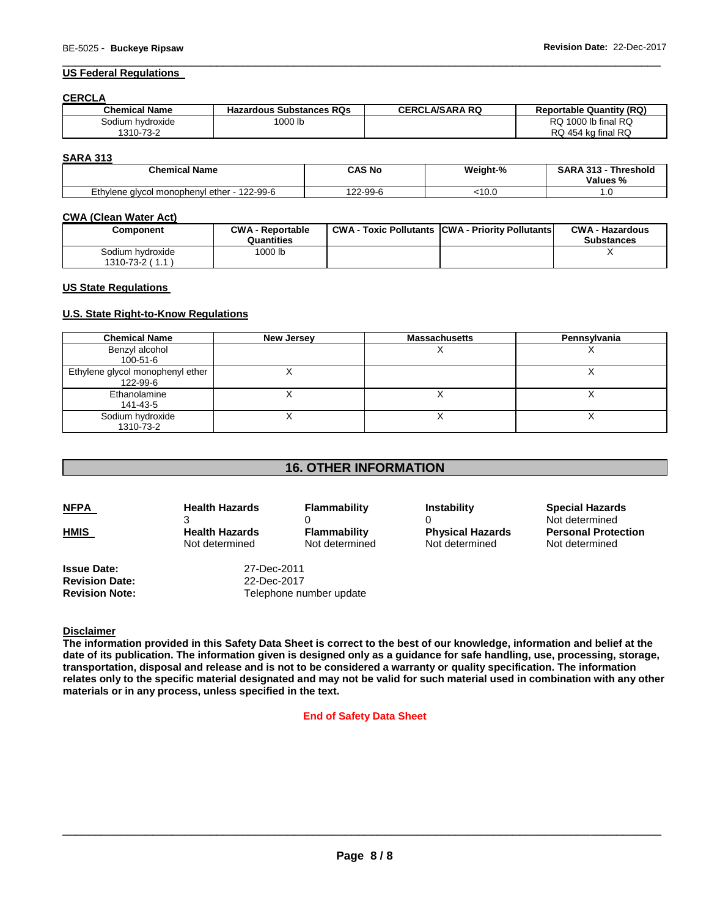## US Federal Regulations

### CERCLA

| Chemical Name | Hazardous Substances RQs | CERCLA/SARA RQ | Reportable Quantity (RQ) |
|---|---|---|---|
| Sodium hydroxide 1310-73-2 | 1000 lb | | RQ 1000 lb final RQ RQ 454 kg final RQ |

### SARA 313

| Chemical Name | CAS No | Weight-% | SARA 313 - Threshold Values % |
|---|---|---|---|
| Ethylene glycol monophenyl ether - 122-99-6 | 122-99-6 | <10.0 | 1.0 |

### CWA (Clean Water Act)

| Component | CWA - Reportable Quantities | CWA - Toxic Pollutants | CWA - Priority Pollutants | CWA - Hazardous Substances |
|---|---|---|---|---|
| Sodium hydroxide 1310-73-2 ( 1.1 ) | 1000 lb | | | X |

## US State Regulations

### U.S. State Right-to-Know Regulations

| Chemical Name | New Jersey | Massachusetts | Pennsylvania |
|---|---|---|---|
| Benzyl alcohol 100-51-6 | | X | X |
| Ethylene glycol monophenyl ether 122-99-6 | X | | X |
| Ethanolamine 141-43-5 | X | X | X |
| Sodium hydroxide 1310-73-2 | X | X | X |

# 16. OTHER INFORMATION

| | | | | |
|---|---|---|---|---|
| **NFPA** | **Health Hazards** 3 | **Flammability** 0 | **Instability** 0 | **Special Hazards** Not determined |
| **HMIS** | **Health Hazards** Not determined | **Flammability** Not determined | **Physical Hazards** Not determined | **Personal Protection** Not determined |

**Issue Date:** 27-Dec-2011
**Revision Date:** 22-Dec-2017
**Revision Note:** Telephone number update

**Disclaimer**

**The information provided in this Safety Data Sheet is correct to the best of our knowledge, information and belief at the date of its publication. The information given is designed only as a guidance for safe handling, use, processing, storage, transportation, disposal and release and is not to be considered a warranty or quality specification. The information relates only to the specific material designated and may not be valid for such material used in combination with any other materials or in any process, unless specified in the text.**

**End of Safety Data Sheet**